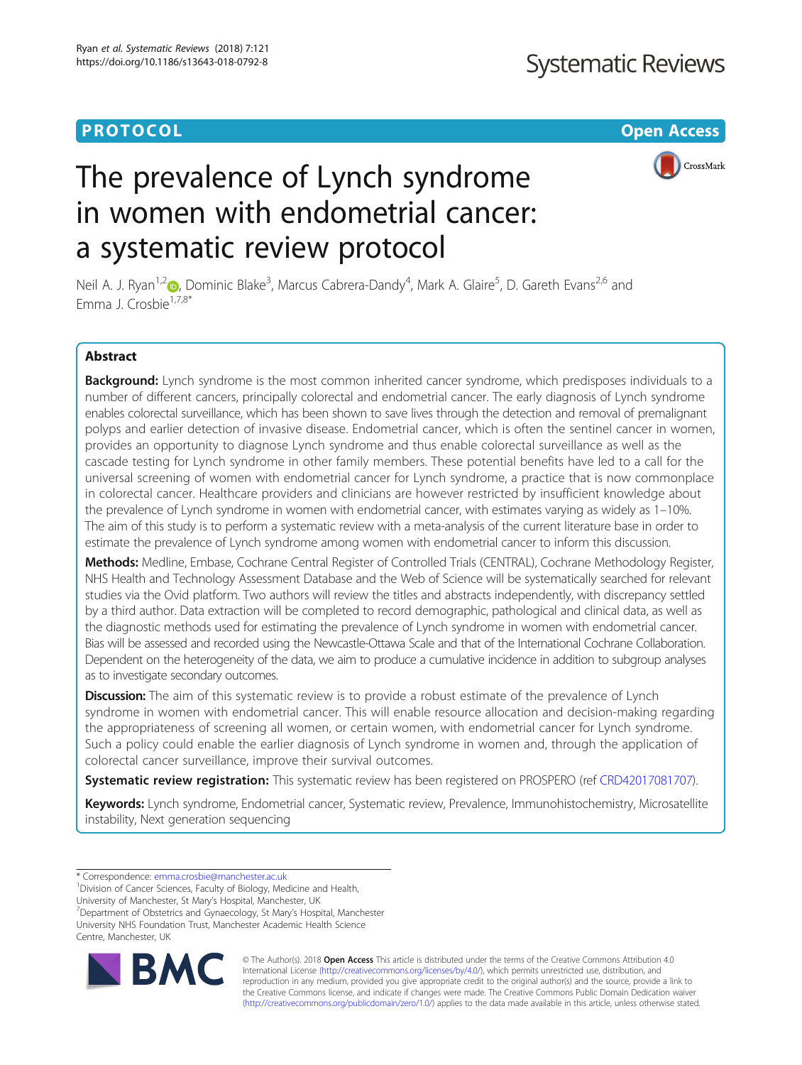PROTOCOL

Open Access

# The prevalence of Lynch syndrome in women with endometrial cancer: a systematic review protocol

Neil A. J. Ryan[1,2], Dominic Blake[3], Marcus Cabrera-Dandy[4], Mark A. Glaire[5], D. Gareth Evans[2,6] and Emma J. Crosbie[1,7,8*]

## Abstract

**Background:** Lynch syndrome is the most common inherited cancer syndrome, which predisposes individuals to a number of different cancers, principally colorectal and endometrial cancer. The early diagnosis of Lynch syndrome enables colorectal surveillance, which has been shown to save lives through the detection and removal of premalignant polyps and earlier detection of invasive disease. Endometrial cancer, which is often the sentinel cancer in women, provides an opportunity to diagnose Lynch syndrome and thus enable colorectal surveillance as well as the cascade testing for Lynch syndrome in other family members. These potential benefits have led to a call for the universal screening of women with endometrial cancer for Lynch syndrome, a practice that is now commonplace in colorectal cancer. Healthcare providers and clinicians are however restricted by insufficient knowledge about the prevalence of Lynch syndrome in women with endometrial cancer, with estimates varying as widely as 1–10%. The aim of this study is to perform a systematic review with a meta-analysis of the current literature base in order to estimate the prevalence of Lynch syndrome among women with endometrial cancer to inform this discussion.

**Methods:** Medline, Embase, Cochrane Central Register of Controlled Trials (CENTRAL), Cochrane Methodology Register, NHS Health and Technology Assessment Database and the Web of Science will be systematically searched for relevant studies via the Ovid platform. Two authors will review the titles and abstracts independently, with discrepancy settled by a third author. Data extraction will be completed to record demographic, pathological and clinical data, as well as the diagnostic methods used for estimating the prevalence of Lynch syndrome in women with endometrial cancer. Bias will be assessed and recorded using the Newcastle-Ottawa Scale and that of the International Cochrane Collaboration. Dependent on the heterogeneity of the data, we aim to produce a cumulative incidence in addition to subgroup analyses as to investigate secondary outcomes.

**Discussion:** The aim of this systematic review is to provide a robust estimate of the prevalence of Lynch syndrome in women with endometrial cancer. This will enable resource allocation and decision-making regarding the appropriateness of screening all women, or certain women, with endometrial cancer for Lynch syndrome. Such a policy could enable the earlier diagnosis of Lynch syndrome in women and, through the application of colorectal cancer surveillance, improve their survival outcomes.

**Systematic review registration:** This systematic review has been registered on PROSPERO (ref CRD42017081707).

**Keywords:** Lynch syndrome, Endometrial cancer, Systematic review, Prevalence, Immunohistochemistry, Microsatellite instability, Next generation sequencing

\* Correspondence: emma.crosbie@manchester.ac.uk

[1]Division of Cancer Sciences, Faculty of Biology, Medicine and Health, University of Manchester, St Mary's Hospital, Manchester, UK

[7]Department of Obstetrics and Gynaecology, St Mary's Hospital, Manchester University NHS Foundation Trust, Manchester Academic Health Science Centre, Manchester, UK

© The Author(s). 2018 **Open Access** This article is distributed under the terms of the Creative Commons Attribution 4.0 International License (http://creativecommons.org/licenses/by/4.0/), which permits unrestricted use, distribution, and reproduction in any medium, provided you give appropriate credit to the original author(s) and the source, provide a link to the Creative Commons license, and indicate if changes were made. The Creative Commons Public Domain Dedication waiver (http://creativecommons.org/publicdomain/zero/1.0/) applies to the data made available in this article, unless otherwise stated.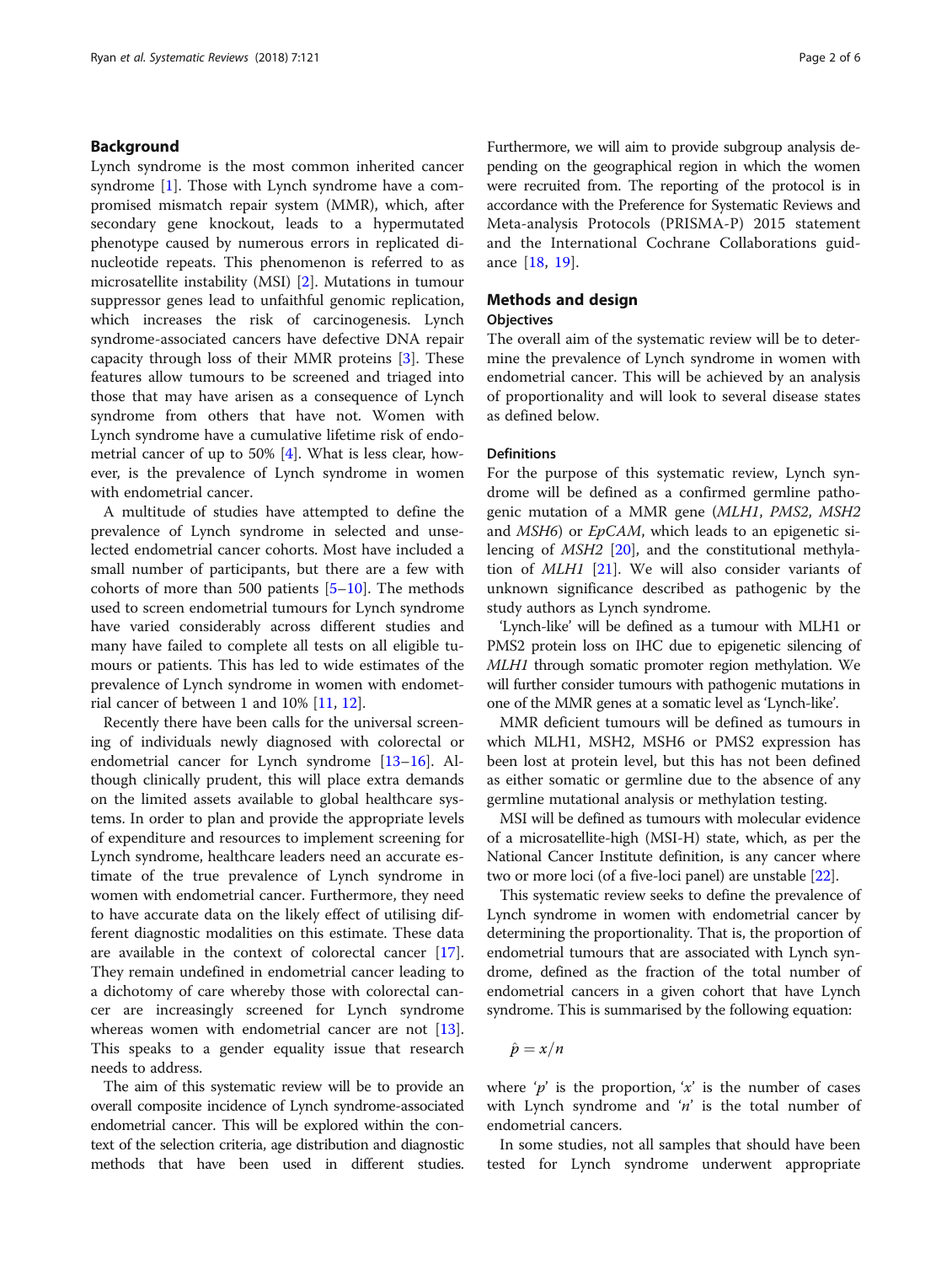## Background

Lynch syndrome is the most common inherited cancer syndrome [1]. Those with Lynch syndrome have a compromised mismatch repair system (MMR), which, after secondary gene knockout, leads to a hypermutated phenotype caused by numerous errors in replicated dinucleotide repeats. This phenomenon is referred to as microsatellite instability (MSI) [2]. Mutations in tumour suppressor genes lead to unfaithful genomic replication, which increases the risk of carcinogenesis. Lynch syndrome-associated cancers have defective DNA repair capacity through loss of their MMR proteins [3]. These features allow tumours to be screened and triaged into those that may have arisen as a consequence of Lynch syndrome from others that have not. Women with Lynch syndrome have a cumulative lifetime risk of endometrial cancer of up to 50% [4]. What is less clear, however, is the prevalence of Lynch syndrome in women with endometrial cancer.

A multitude of studies have attempted to define the prevalence of Lynch syndrome in selected and unselected endometrial cancer cohorts. Most have included a small number of participants, but there are a few with cohorts of more than 500 patients [5–10]. The methods used to screen endometrial tumours for Lynch syndrome have varied considerably across different studies and many have failed to complete all tests on all eligible tumours or patients. This has led to wide estimates of the prevalence of Lynch syndrome in women with endometrial cancer of between 1 and 10% [11, 12].

Recently there have been calls for the universal screening of individuals newly diagnosed with colorectal or endometrial cancer for Lynch syndrome [13–16]. Although clinically prudent, this will place extra demands on the limited assets available to global healthcare systems. In order to plan and provide the appropriate levels of expenditure and resources to implement screening for Lynch syndrome, healthcare leaders need an accurate estimate of the true prevalence of Lynch syndrome in women with endometrial cancer. Furthermore, they need to have accurate data on the likely effect of utilising different diagnostic modalities on this estimate. These data are available in the context of colorectal cancer [17]. They remain undefined in endometrial cancer leading to a dichotomy of care whereby those with colorectal cancer are increasingly screened for Lynch syndrome whereas women with endometrial cancer are not [13]. This speaks to a gender equality issue that research needs to address.

The aim of this systematic review will be to provide an overall composite incidence of Lynch syndrome-associated endometrial cancer. This will be explored within the context of the selection criteria, age distribution and diagnostic methods that have been used in different studies. Furthermore, we will aim to provide subgroup analysis depending on the geographical region in which the women were recruited from. The reporting of the protocol is in accordance with the Preference for Systematic Reviews and Meta-analysis Protocols (PRISMA-P) 2015 statement and the International Cochrane Collaborations guidance [18, 19].

## Methods and design

### Objectives

The overall aim of the systematic review will be to determine the prevalence of Lynch syndrome in women with endometrial cancer. This will be achieved by an analysis of proportionality and will look to several disease states as defined below.

### Definitions

For the purpose of this systematic review, Lynch syndrome will be defined as a confirmed germline pathogenic mutation of a MMR gene (*MLH1*, *PMS2*, *MSH2* and *MSH6*) or *EpCAM*, which leads to an epigenetic silencing of *MSH2* [20], and the constitutional methylation of *MLH1* [21]. We will also consider variants of unknown significance described as pathogenic by the study authors as Lynch syndrome.

'Lynch-like' will be defined as a tumour with MLH1 or PMS2 protein loss on IHC due to epigenetic silencing of *MLH1* through somatic promoter region methylation. We will further consider tumours with pathogenic mutations in one of the MMR genes at a somatic level as 'Lynch-like'.

MMR deficient tumours will be defined as tumours in which MLH1, MSH2, MSH6 or PMS2 expression has been lost at protein level, but this has not been defined as either somatic or germline due to the absence of any germline mutational analysis or methylation testing.

MSI will be defined as tumours with molecular evidence of a microsatellite-high (MSI-H) state, which, as per the National Cancer Institute definition, is any cancer where two or more loci (of a five-loci panel) are unstable [22].

This systematic review seeks to define the prevalence of Lynch syndrome in women with endometrial cancer by determining the proportionality. That is, the proportion of endometrial tumours that are associated with Lynch syndrome, defined as the fraction of the total number of endometrial cancers in a given cohort that have Lynch syndrome. This is summarised by the following equation:

$$\hat{p} = x/n$$

where '$p$' is the proportion, '$x$' is the number of cases with Lynch syndrome and '$n$' is the total number of endometrial cancers.

In some studies, not all samples that should have been tested for Lynch syndrome underwent appropriate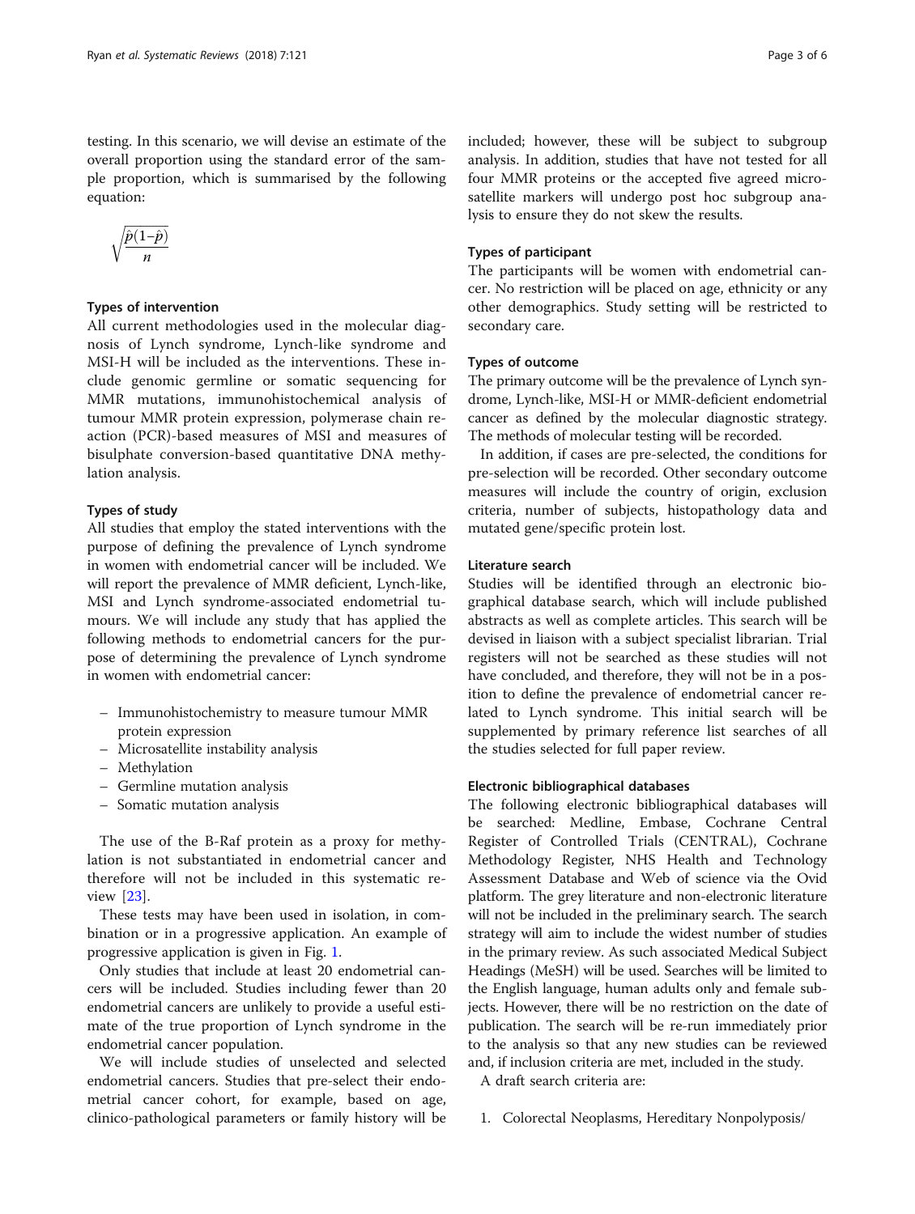testing. In this scenario, we will devise an estimate of the overall proportion using the standard error of the sample proportion, which is summarised by the following equation:

$$\sqrt{\frac{\hat{p}(1-\hat{p})}{n}}$$

### Types of intervention

All current methodologies used in the molecular diagnosis of Lynch syndrome, Lynch-like syndrome and MSI-H will be included as the interventions. These include genomic germline or somatic sequencing for MMR mutations, immunohistochemical analysis of tumour MMR protein expression, polymerase chain reaction (PCR)-based measures of MSI and measures of bisulphate conversion-based quantitative DNA methylation analysis.

### Types of study

All studies that employ the stated interventions with the purpose of defining the prevalence of Lynch syndrome in women with endometrial cancer will be included. We will report the prevalence of MMR deficient, Lynch-like, MSI and Lynch syndrome-associated endometrial tumours. We will include any study that has applied the following methods to endometrial cancers for the purpose of determining the prevalence of Lynch syndrome in women with endometrial cancer:

- Immunohistochemistry to measure tumour MMR protein expression
- Microsatellite instability analysis
- Methylation
- Germline mutation analysis
- Somatic mutation analysis

The use of the B-Raf protein as a proxy for methylation is not substantiated in endometrial cancer and therefore will not be included in this systematic review [23].

These tests may have been used in isolation, in combination or in a progressive application. An example of progressive application is given in Fig. 1.

Only studies that include at least 20 endometrial cancers will be included. Studies including fewer than 20 endometrial cancers are unlikely to provide a useful estimate of the true proportion of Lynch syndrome in the endometrial cancer population.

We will include studies of unselected and selected endometrial cancers. Studies that pre-select their endometrial cancer cohort, for example, based on age, clinico-pathological parameters or family history will be included; however, these will be subject to subgroup analysis. In addition, studies that have not tested for all four MMR proteins or the accepted five agreed microsatellite markers will undergo post hoc subgroup analysis to ensure they do not skew the results.

### Types of participant

The participants will be women with endometrial cancer. No restriction will be placed on age, ethnicity or any other demographics. Study setting will be restricted to secondary care.

### Types of outcome

The primary outcome will be the prevalence of Lynch syndrome, Lynch-like, MSI-H or MMR-deficient endometrial cancer as defined by the molecular diagnostic strategy. The methods of molecular testing will be recorded.

In addition, if cases are pre-selected, the conditions for pre-selection will be recorded. Other secondary outcome measures will include the country of origin, exclusion criteria, number of subjects, histopathology data and mutated gene/specific protein lost.

### Literature search

Studies will be identified through an electronic biographical database search, which will include published abstracts as well as complete articles. This search will be devised in liaison with a subject specialist librarian. Trial registers will not be searched as these studies will not have concluded, and therefore, they will not be in a position to define the prevalence of endometrial cancer related to Lynch syndrome. This initial search will be supplemented by primary reference list searches of all the studies selected for full paper review.

### Electronic bibliographical databases

The following electronic bibliographical databases will be searched: Medline, Embase, Cochrane Central Register of Controlled Trials (CENTRAL), Cochrane Methodology Register, NHS Health and Technology Assessment Database and Web of science via the Ovid platform. The grey literature and non-electronic literature will not be included in the preliminary search. The search strategy will aim to include the widest number of studies in the primary review. As such associated Medical Subject Headings (MeSH) will be used. Searches will be limited to the English language, human adults only and female subjects. However, there will be no restriction on the date of publication. The search will be re-run immediately prior to the analysis so that any new studies can be reviewed and, if inclusion criteria are met, included in the study.

A draft search criteria are:

1. Colorectal Neoplasms, Hereditary Nonpolyposis/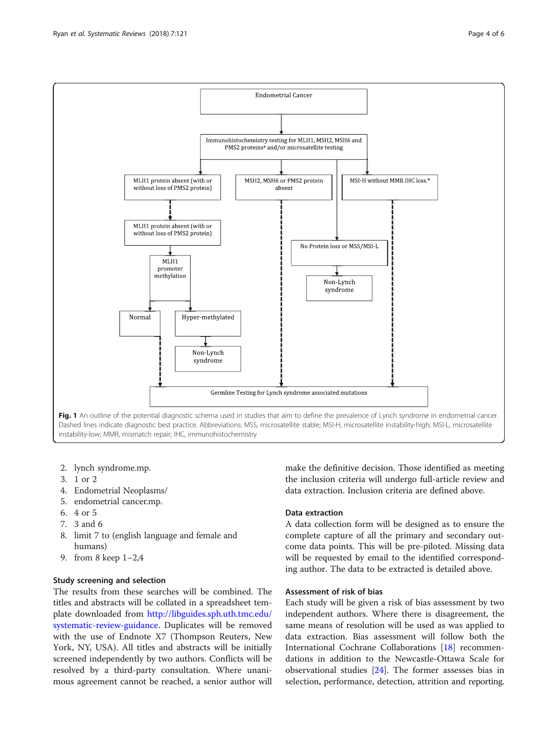Endometrial Cancer

Immunohistochemistry testing for MLH1, MSH2, MSH6 and PMS2 proteins[a] and/or microsatellite testing

MLH1 protein absent (with or without loss of PMS2 protein)

MSH2, MSH6 or PMS2 protein absent

MSI-H without MMR IHC loss.*

MLH1 protein absent (with or without loss of PMS2 protein)

No Protein loss or MSS/MSI-L

Non-Lynch syndrome

MLH1 promoter methylation

Normal

Hyper-methylated

Non-Lynch syndrome

Germline Testing for Lynch syndrome associated mutations

**Fig. 1** An outline of the potential diagnostic schema used in studies that aim to define the prevalence of Lynch syndrome in endometrial cancer. Dashed lines indicate diagnostic best practice. Abbreviations: MSS, microsatellite stable; MSI-H, microsatellite instability-high; MSI-L, microsatellite instability-low; MMR, mismatch repair; IHC, immunohistochemistry

2. lynch syndrome.mp.
3. 1 or 2
4. Endometrial Neoplasms/
5. endometrial cancer.mp.
6. 4 or 5
7. 3 and 6
8. limit 7 to (english language and female and humans)
9. from 8 keep 1–2,4

### Study screening and selection

The results from these searches will be combined. The titles and abstracts will be collated in a spreadsheet template downloaded from http://libguides.sph.uth.tmc.edu/systematic-review-guidance. Duplicates will be removed with the use of Endnote X7 (Thompson Reuters, New York, NY, USA). All titles and abstracts will be initially screened independently by two authors. Conflicts will be resolved by a third-party consultation. Where unanimous agreement cannot be reached, a senior author will make the definitive decision. Those identified as meeting the inclusion criteria will undergo full-article review and data extraction. Inclusion criteria are defined above.

### Data extraction

A data collection form will be designed as to ensure the complete capture of all the primary and secondary outcome data points. This will be pre-piloted. Missing data will be requested by email to the identified corresponding author. The data to be extracted is detailed above.

### Assessment of risk of bias

Each study will be given a risk of bias assessment by two independent authors. Where there is disagreement, the same means of resolution will be used as was applied to data extraction. Bias assessment will follow both the International Cochrane Collaborations [18] recommendations in addition to the Newcastle-Ottawa Scale for observational studies [24]. The former assesses bias in selection, performance, detection, attrition and reporting.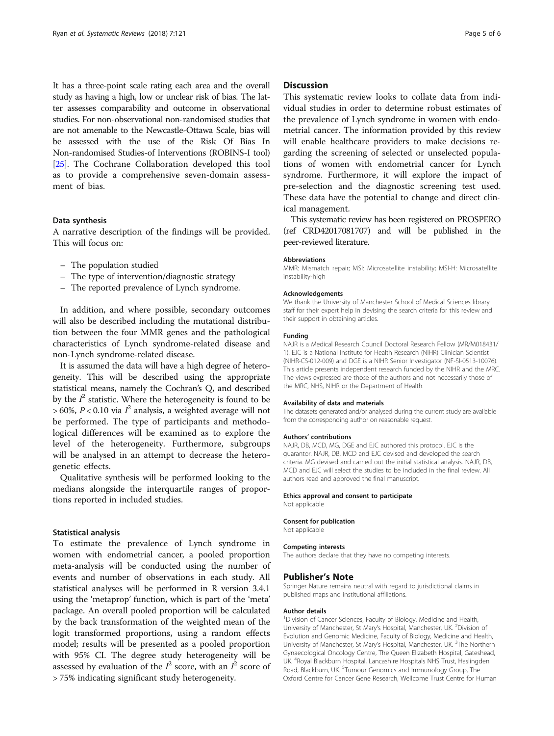It has a three-point scale rating each area and the overall study as having a high, low or unclear risk of bias. The latter assesses comparability and outcome in observational studies. For non-observational non-randomised studies that are not amenable to the Newcastle-Ottawa Scale, bias will be assessed with the use of the Risk Of Bias In Non-randomised Studies-of Interventions (ROBINS-I tool) [25]. The Cochrane Collaboration developed this tool as to provide a comprehensive seven-domain assessment of bias.

### Data synthesis

A narrative description of the findings will be provided. This will focus on:

- The population studied
- The type of intervention/diagnostic strategy
- The reported prevalence of Lynch syndrome.

In addition, and where possible, secondary outcomes will also be described including the mutational distribution between the four MMR genes and the pathological characteristics of Lynch syndrome-related disease and non-Lynch syndrome-related disease.

It is assumed the data will have a high degree of heterogeneity. This will be described using the appropriate statistical means, namely the Cochran's Q, and described by the $I^2$ statistic. Where the heterogeneity is found to be $> 60\%$, $P < 0.10$ via $I^2$ analysis, a weighted average will not be performed. The type of participants and methodological differences will be examined as to explore the level of the heterogeneity. Furthermore, subgroups will be analysed in an attempt to decrease the heterogenetic effects.

Qualitative synthesis will be performed looking to the medians alongside the interquartile ranges of proportions reported in included studies.

### Statistical analysis

To estimate the prevalence of Lynch syndrome in women with endometrial cancer, a pooled proportion meta-analysis will be conducted using the number of events and number of observations in each study. All statistical analyses will be performed in R version 3.4.1 using the 'metaprop' function, which is part of the 'meta' package. An overall pooled proportion will be calculated by the back transformation of the weighted mean of the logit transformed proportions, using a random effects model; results will be presented as a pooled proportion with 95% CI. The degree study heterogeneity will be assessed by evaluation of the $I^2$ score, with an $I^2$ score of $> 75\%$ indicating significant study heterogeneity.

## Discussion

This systematic review looks to collate data from individual studies in order to determine robust estimates of the prevalence of Lynch syndrome in women with endometrial cancer. The information provided by this review will enable healthcare providers to make decisions regarding the screening of selected or unselected populations of women with endometrial cancer for Lynch syndrome. Furthermore, it will explore the impact of pre-selection and the diagnostic screening test used. These data have the potential to change and direct clinical management.

This systematic review has been registered on PROSPERO (ref CRD42017081707) and will be published in the peer-reviewed literature.

#### Abbreviations

MMR: Mismatch repair; MSI: Microsatellite instability; MSI-H: Microsatellite instability-high

#### Acknowledgements

We thank the University of Manchester School of Medical Sciences library staff for their expert help in devising the search criteria for this review and their support in obtaining articles.

#### Funding

NAJR is a Medical Research Council Doctoral Research Fellow (MR/M018431/1). EJC is a National Institute for Health Research (NIHR) Clinician Scientist (NIHR-CS-012-009) and DGE is a NIHR Senior Investigator (NF-SI-0513-10076). This article presents independent research funded by the NIHR and the MRC. The views expressed are those of the authors and not necessarily those of the MRC, NHS, NIHR or the Department of Health.

#### Availability of data and materials

The datasets generated and/or analysed during the current study are available from the corresponding author on reasonable request.

#### Authors' contributions

NAJR, DB, MCD, MG, DGE and EJC authored this protocol. EJC is the guarantor. NAJR, DB, MCD and EJC devised and developed the search criteria. MG devised and carried out the initial statistical analysis. NAJR, DB, MCD and EJC will select the studies to be included in the final review. All authors read and approved the final manuscript.

#### Ethics approval and consent to participate

Not applicable

#### Consent for publication

Not applicable

#### Competing interests

The authors declare that they have no competing interests.

## Publisher's Note

Springer Nature remains neutral with regard to jurisdictional claims in published maps and institutional affiliations.

#### Author details

[1]Division of Cancer Sciences, Faculty of Biology, Medicine and Health, University of Manchester, St Mary's Hospital, Manchester, UK. [2]Division of Evolution and Genomic Medicine, Faculty of Biology, Medicine and Health, University of Manchester, St Mary's Hospital, Manchester, UK. [3]The Northern Gynaecological Oncology Centre, The Queen Elizabeth Hospital, Gateshead, UK. [4]Royal Blackburn Hospital, Lancashire Hospitals NHS Trust, Haslingden Road, Blackburn, UK. [5]Tumour Genomics and Immunology Group, The Oxford Centre for Cancer Gene Research, Wellcome Trust Centre for Human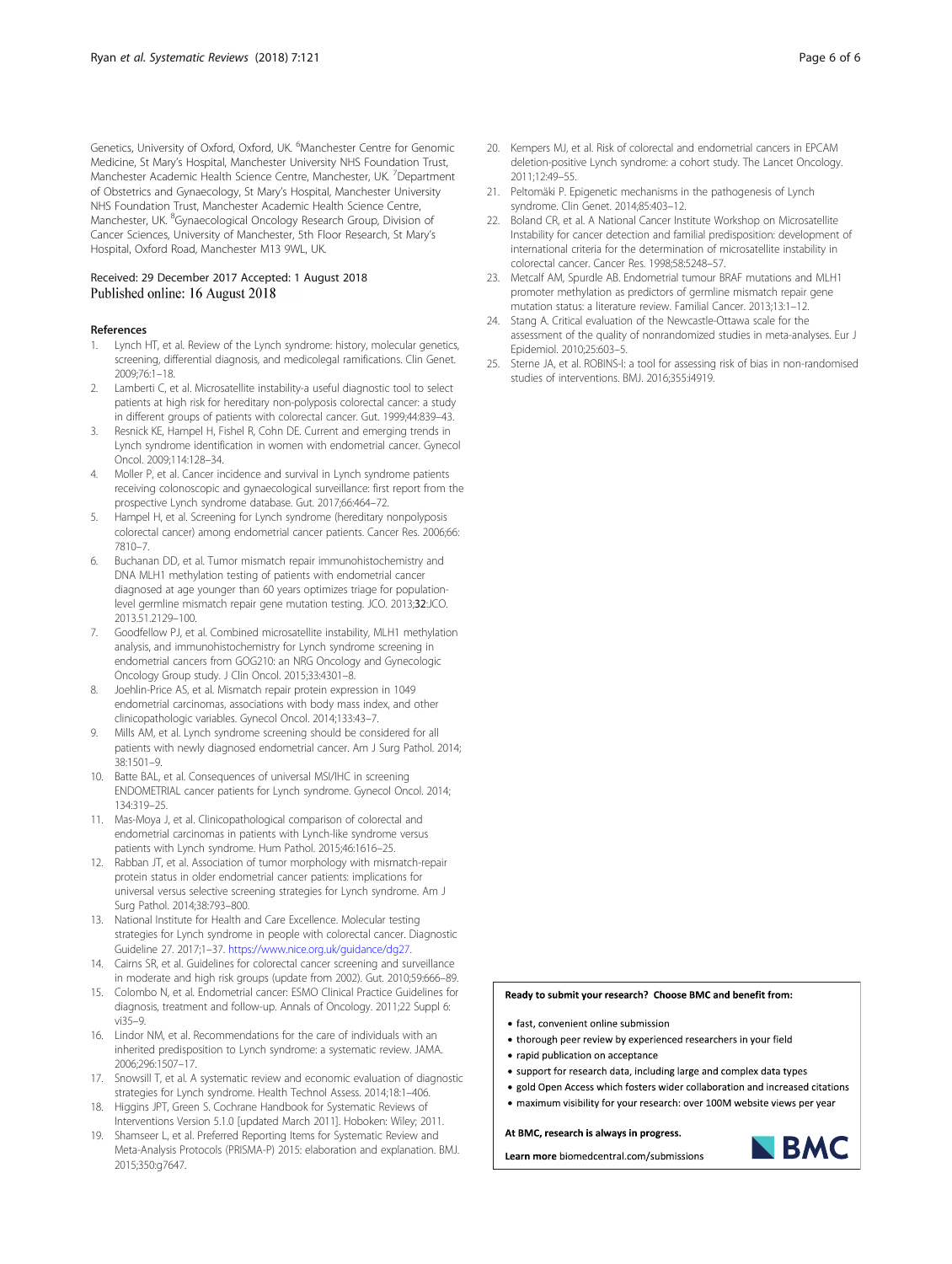Genetics, University of Oxford, Oxford, UK. [6]Manchester Centre for Genomic Medicine, St Mary's Hospital, Manchester University NHS Foundation Trust, Manchester Academic Health Science Centre, Manchester, UK. [7]Department of Obstetrics and Gynaecology, St Mary's Hospital, Manchester University NHS Foundation Trust, Manchester Academic Health Science Centre, Manchester, UK. [8]Gynaecological Oncology Research Group, Division of Cancer Sciences, University of Manchester, 5th Floor Research, St Mary's Hospital, Oxford Road, Manchester M13 9WL, UK.

Received: 29 December 2017 Accepted: 1 August 2018
Published online: 16 August 2018

## References

1. Lynch HT, et al. Review of the Lynch syndrome: history, molecular genetics, screening, differential diagnosis, and medicolegal ramifications. Clin Genet. 2009;76:1–18.
2. Lamberti C, et al. Microsatellite instability-a useful diagnostic tool to select patients at high risk for hereditary non-polyposis colorectal cancer: a study in different groups of patients with colorectal cancer. Gut. 1999;44:839–43.
3. Resnick KE, Hampel H, Fishel R, Cohn DE. Current and emerging trends in Lynch syndrome identification in women with endometrial cancer. Gynecol Oncol. 2009;114:128–34.
4. Moller P, et al. Cancer incidence and survival in Lynch syndrome patients receiving colonoscopic and gynaecological surveillance: first report from the prospective Lynch syndrome database. Gut. 2017;66:464–72.
5. Hampel H, et al. Screening for Lynch syndrome (hereditary nonpolyposis colorectal cancer) among endometrial cancer patients. Cancer Res. 2006;66: 7810–7.
6. Buchanan DD, et al. Tumor mismatch repair immunohistochemistry and DNA MLH1 methylation testing of patients with endometrial cancer diagnosed at age younger than 60 years optimizes triage for population-level germline mismatch repair gene mutation testing. JCO. 2013;**32**:JCO. 2013.51.2129–100.
7. Goodfellow PJ, et al. Combined microsatellite instability, MLH1 methylation analysis, and immunohistochemistry for Lynch syndrome screening in endometrial cancers from GOG210: an NRG Oncology and Gynecologic Oncology Group study. J Clin Oncol. 2015;33:4301–8.
8. Joehlin-Price AS, et al. Mismatch repair protein expression in 1049 endometrial carcinomas, associations with body mass index, and other clinicopathologic variables. Gynecol Oncol. 2014;133:43–7.
9. Mills AM, et al. Lynch syndrome screening should be considered for all patients with newly diagnosed endometrial cancer. Am J Surg Pathol. 2014; 38:1501–9.
10. Batte BAL, et al. Consequences of universal MSI/IHC in screening ENDOMETRIAL cancer patients for Lynch syndrome. Gynecol Oncol. 2014; 134:319–25.
11. Mas-Moya J, et al. Clinicopathological comparison of colorectal and endometrial carcinomas in patients with Lynch-like syndrome versus patients with Lynch syndrome. Hum Pathol. 2015;46:1616–25.
12. Rabban JT, et al. Association of tumor morphology with mismatch-repair protein status in older endometrial cancer patients: implications for universal versus selective screening strategies for Lynch syndrome. Am J Surg Pathol. 2014;38:793–800.
13. National Institute for Health and Care Excellence. Molecular testing strategies for Lynch syndrome in people with colorectal cancer. Diagnostic Guideline 27. 2017;1–37. https://www.nice.org.uk/guidance/dg27.
14. Cairns SR, et al. Guidelines for colorectal cancer screening and surveillance in moderate and high risk groups (update from 2002). Gut. 2010;59:666–89.
15. Colombo N, et al. Endometrial cancer: ESMO Clinical Practice Guidelines for diagnosis, treatment and follow-up. Annals of Oncology. 2011;22 Suppl 6: vi35–9.
16. Lindor NM, et al. Recommendations for the care of individuals with an inherited predisposition to Lynch syndrome: a systematic review. JAMA. 2006;296:1507–17.
17. Snowsill T, et al. A systematic review and economic evaluation of diagnostic strategies for Lynch syndrome. Health Technol Assess. 2014;18:1–406.
18. Higgins JPT, Green S. Cochrane Handbook for Systematic Reviews of Interventions Version 5.1.0 [updated March 2011]. Hoboken: Wiley; 2011.
19. Shamseer L, et al. Preferred Reporting Items for Systematic Review and Meta-Analysis Protocols (PRISMA-P) 2015: elaboration and explanation. BMJ. 2015;350:g7647.
20. Kempers MJ, et al. Risk of colorectal and endometrial cancers in EPCAM deletion-positive Lynch syndrome: a cohort study. The Lancet Oncology. 2011;12:49–55.
21. Peltomäki P. Epigenetic mechanisms in the pathogenesis of Lynch syndrome. Clin Genet. 2014;85:403–12.
22. Boland CR, et al. A National Cancer Institute Workshop on Microsatellite Instability for cancer detection and familial predisposition: development of international criteria for the determination of microsatellite instability in colorectal cancer. Cancer Res. 1998;58:5248–57.
23. Metcalf AM, Spurdle AB. Endometrial tumour BRAF mutations and MLH1 promoter methylation as predictors of germline mismatch repair gene mutation status: a literature review. Familial Cancer. 2013;13:1–12.
24. Stang A. Critical evaluation of the Newcastle-Ottawa scale for the assessment of the quality of nonrandomized studies in meta-analyses. Eur J Epidemiol. 2010;25:603–5.
25. Sterne JA, et al. ROBINS-I: a tool for assessing risk of bias in non-randomised studies of interventions. BMJ. 2016;355:i4919.

**Ready to submit your research? Choose BMC and benefit from:**

- fast, convenient online submission
- thorough peer review by experienced researchers in your field
- rapid publication on acceptance
- support for research data, including large and complex data types
- gold Open Access which fosters wider collaboration and increased citations
- maximum visibility for your research: over 100M website views per year

**At BMC, research is always in progress.**

**Learn more** biomedcentral.com/submissions

BMC